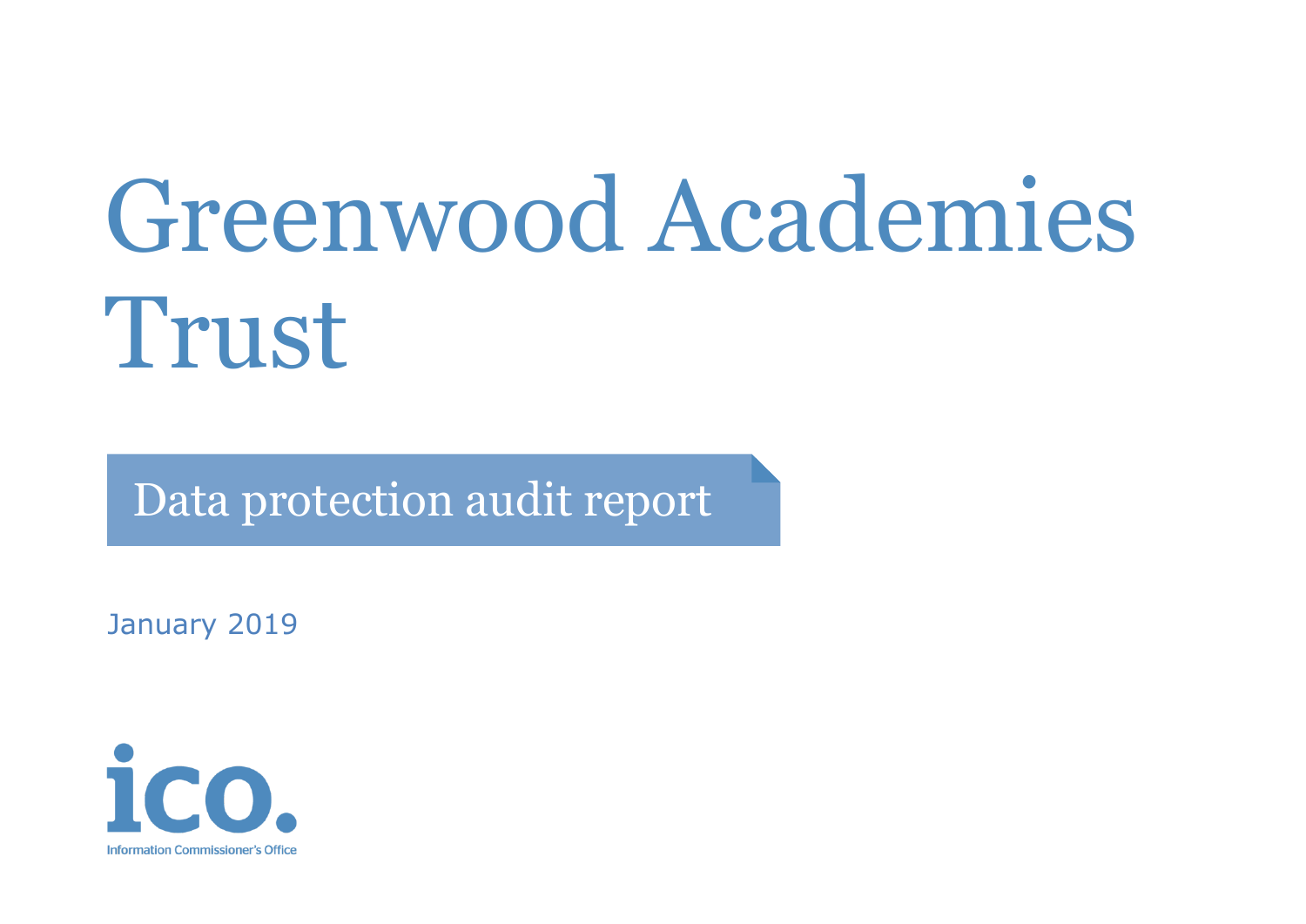# Greenwood Academies Trust

## Data protection audit report

January 2019

ico.

Information Commissioner's Office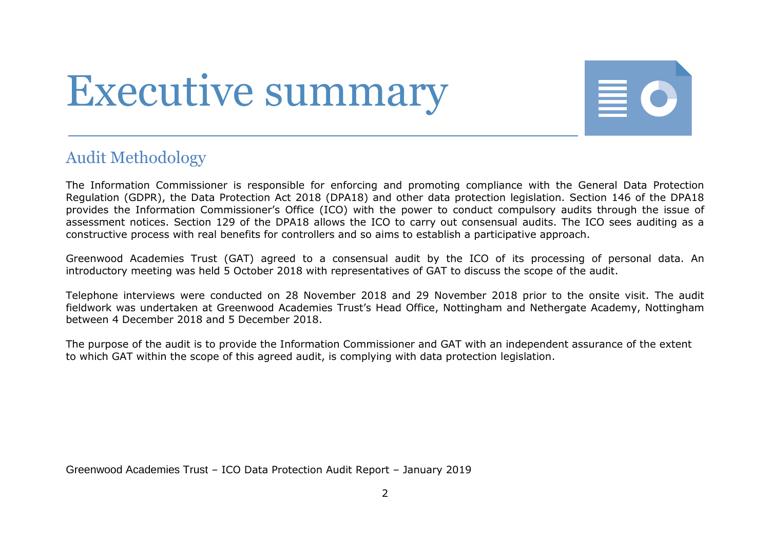# Executive summary

## Audit Methodology

The Information Commissioner is responsible for enforcing and promoting compliance with the General Data Protection Regulation (GDPR), the Data Protection Act 2018 (DPA18) and other data protection legislation. Section 146 of the DPA18 provides the Information Commissioner's Office (ICO) with the power to conduct compulsory audits through the issue of assessment notices. Section 129 of the DPA18 allows the ICO to carry out consensual audits. The ICO sees auditing as a constructive process with real benefits for controllers and so aims to establish a participative approach.

Greenwood Academies Trust (GAT) agreed to a consensual audit by the ICO of its processing of personal data. An introductory meeting was held 5 October 2018 with representatives of GAT to discuss the scope of the audit.

Telephone interviews were conducted on 28 November 2018 and 29 November 2018 prior to the onsite visit. The audit fieldwork was undertaken at Greenwood Academies Trust's Head Office, Nottingham and Nethergate Academy, Nottingham between 4 December 2018 and 5 December 2018.

The purpose of the audit is to provide the Information Commissioner and GAT with an independent assurance of the extent to which GAT within the scope of this agreed audit, is complying with data protection legislation.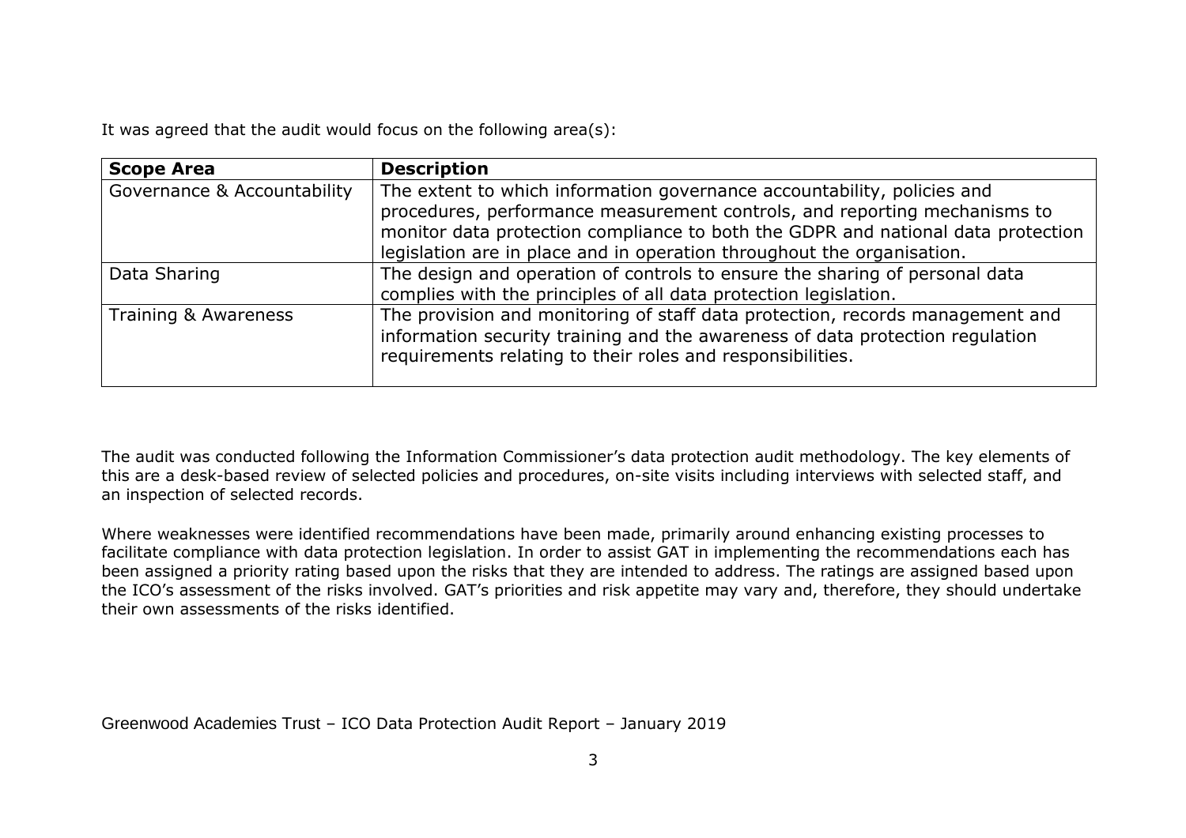It was agreed that the audit would focus on the following area(s):

| **Scope Area** | **Description** |
| --- | --- |
| Governance & Accountability | The extent to which information governance accountability, policies and procedures, performance measurement controls, and reporting mechanisms to monitor data protection compliance to both the GDPR and national data protection legislation are in place and in operation throughout the organisation. |
| Data Sharing | The design and operation of controls to ensure the sharing of personal data complies with the principles of all data protection legislation. |
| Training & Awareness | The provision and monitoring of staff data protection, records management and information security training and the awareness of data protection regulation requirements relating to their roles and responsibilities. |

The audit was conducted following the Information Commissioner's data protection audit methodology. The key elements of this are a desk-based review of selected policies and procedures, on-site visits including interviews with selected staff, and an inspection of selected records.

Where weaknesses were identified recommendations have been made, primarily around enhancing existing processes to facilitate compliance with data protection legislation. In order to assist GAT in implementing the recommendations each has been assigned a priority rating based upon the risks that they are intended to address. The ratings are assigned based upon the ICO's assessment of the risks involved. GAT's priorities and risk appetite may vary and, therefore, they should undertake their own assessments of the risks identified.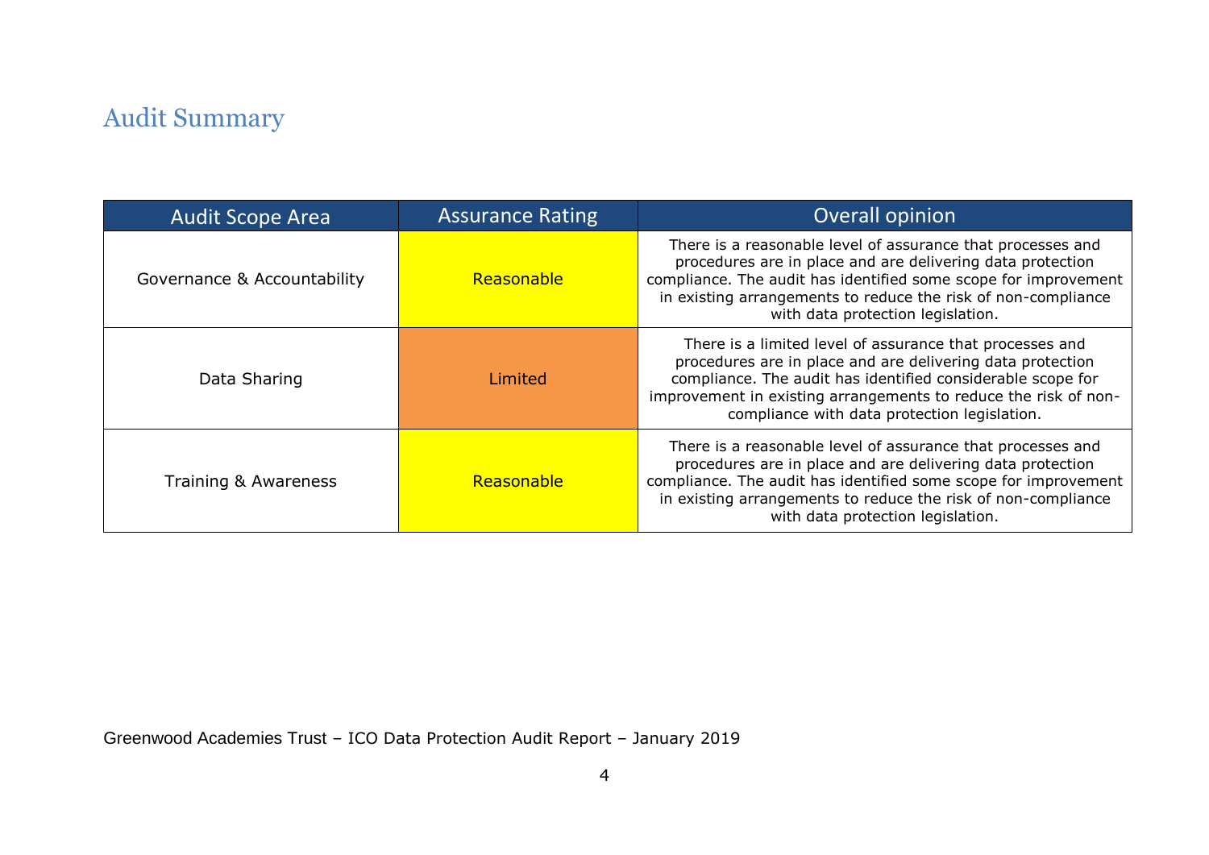# Audit Summary

| Audit Scope Area | Assurance Rating | Overall opinion |
|---|---|---|
| Governance & Accountability | Reasonable | There is a reasonable level of assurance that processes and procedures are in place and are delivering data protection compliance. The audit has identified some scope for improvement in existing arrangements to reduce the risk of non-compliance with data protection legislation. |
| Data Sharing | Limited | There is a limited level of assurance that processes and procedures are in place and are delivering data protection compliance. The audit has identified considerable scope for improvement in existing arrangements to reduce the risk of non-compliance with data protection legislation. |
| Training & Awareness | Reasonable | There is a reasonable level of assurance that processes and procedures are in place and are delivering data protection compliance. The audit has identified some scope for improvement in existing arrangements to reduce the risk of non-compliance with data protection legislation. |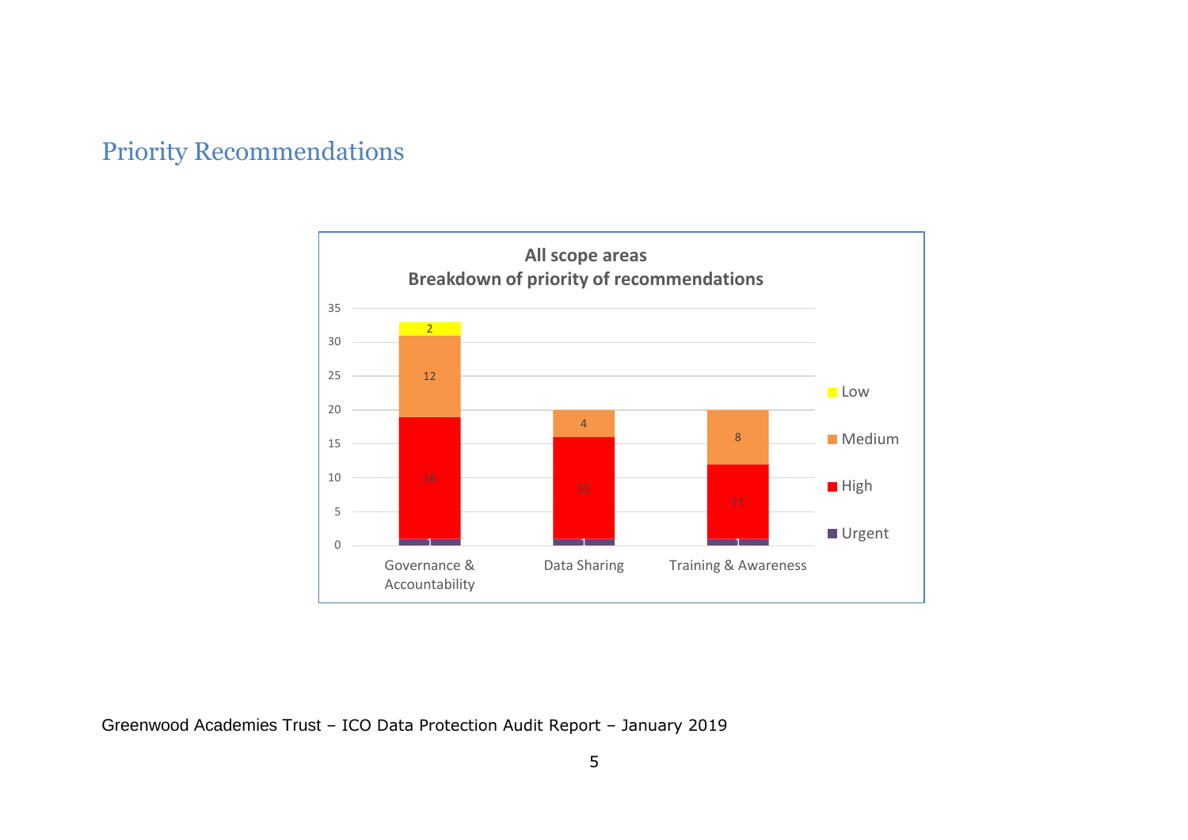## Priority Recommendations

**All scope areas**
**Breakdown of priority of recommendations**

| Scope area | Urgent | High | Medium | Low |
|---|---|---|---|---|
| Governance & Accountability | 1 | 18 | 12 | 2 |
| Data Sharing | 1 | 15 | 4 | |
| Training & Awareness | 1 | 11 | 8 | |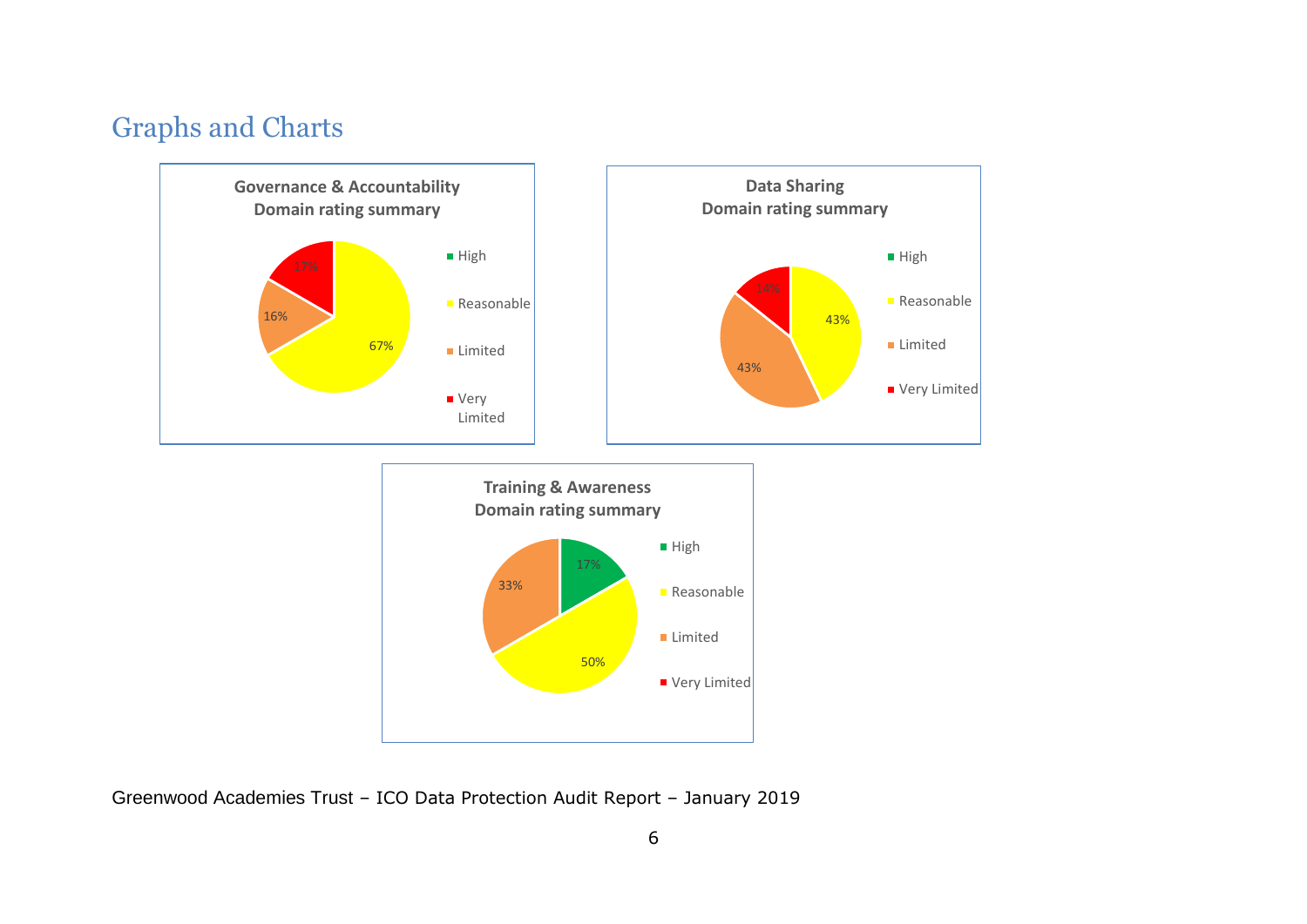## Graphs and Charts

**Governance & Accountability Domain rating summary**

- High
- Reasonable: 67%
- Limited: 16%
- Very Limited: 17%

**Data Sharing Domain rating summary**

- High
- Reasonable: 43%
- Limited: 43%
- Very Limited: 14%

**Training & Awareness Domain rating summary**

- High: 17%
- Reasonable: 50%
- Limited: 33%
- Very Limited

Greenwood Academies Trust – ICO Data Protection Audit Report – January 2019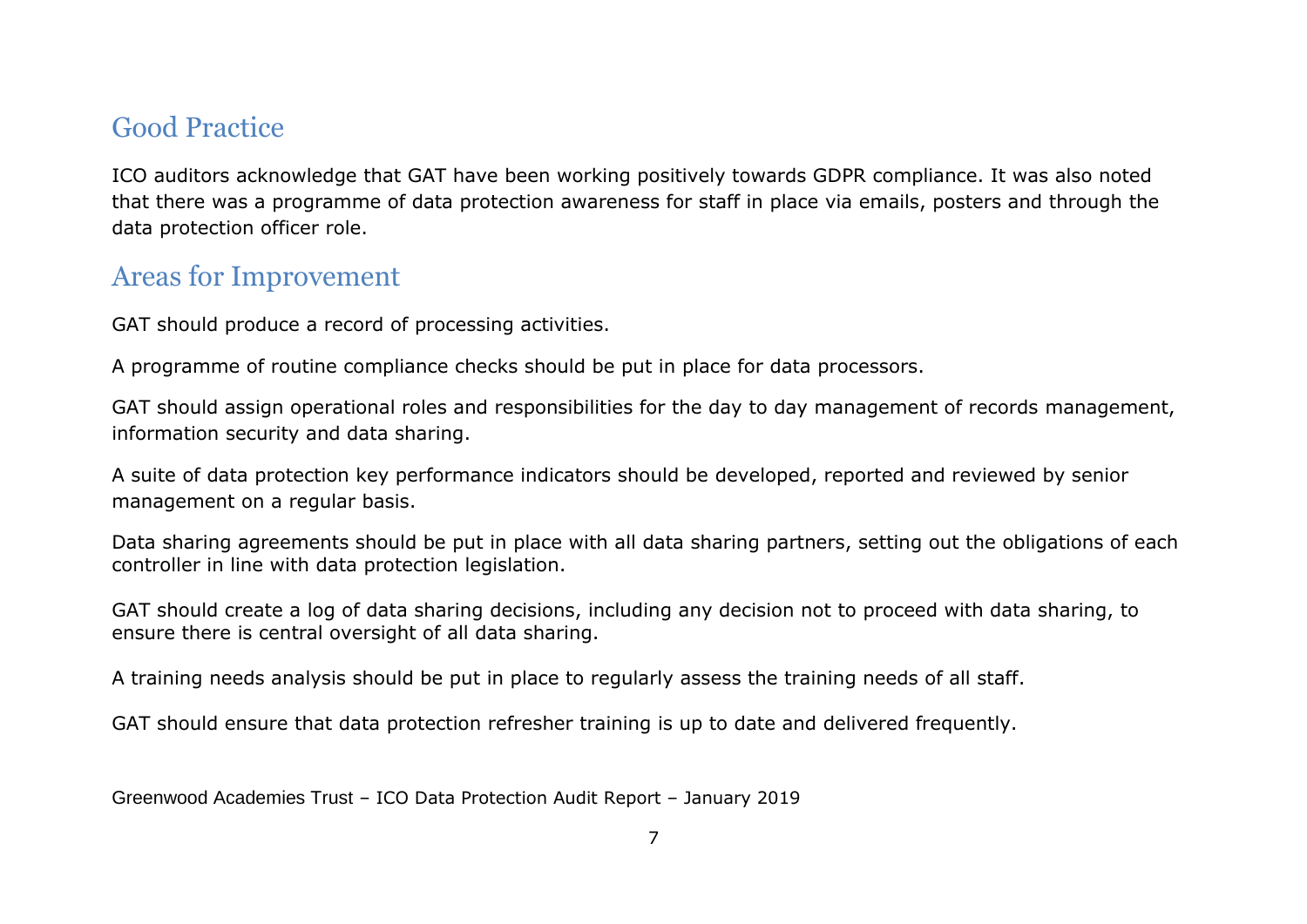## Good Practice

ICO auditors acknowledge that GAT have been working positively towards GDPR compliance. It was also noted that there was a programme of data protection awareness for staff in place via emails, posters and through the data protection officer role.

## Areas for Improvement

GAT should produce a record of processing activities.

A programme of routine compliance checks should be put in place for data processors.

GAT should assign operational roles and responsibilities for the day to day management of records management, information security and data sharing.

A suite of data protection key performance indicators should be developed, reported and reviewed by senior management on a regular basis.

Data sharing agreements should be put in place with all data sharing partners, setting out the obligations of each controller in line with data protection legislation.

GAT should create a log of data sharing decisions, including any decision not to proceed with data sharing, to ensure there is central oversight of all data sharing.

A training needs analysis should be put in place to regularly assess the training needs of all staff.

GAT should ensure that data protection refresher training is up to date and delivered frequently.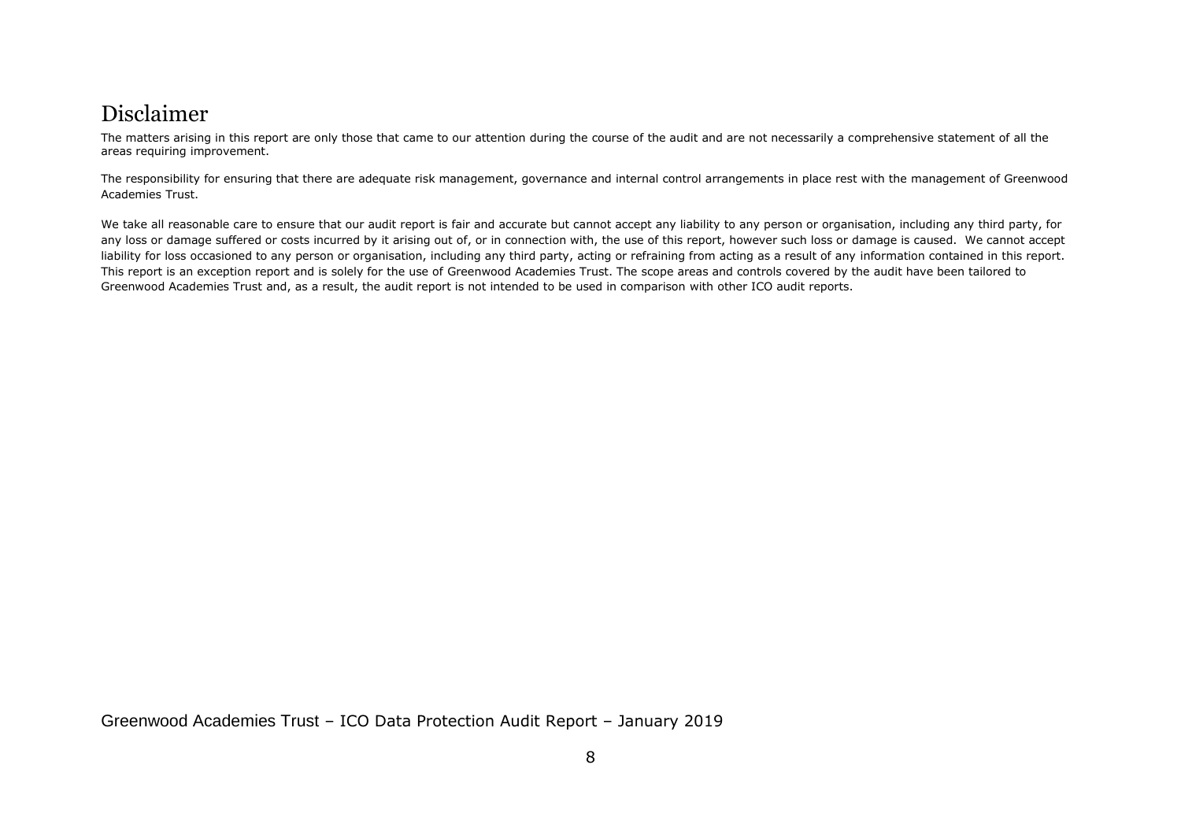# Disclaimer

The matters arising in this report are only those that came to our attention during the course of the audit and are not necessarily a comprehensive statement of all the areas requiring improvement.

The responsibility for ensuring that there are adequate risk management, governance and internal control arrangements in place rest with the management of Greenwood Academies Trust.

We take all reasonable care to ensure that our audit report is fair and accurate but cannot accept any liability to any person or organisation, including any third party, for any loss or damage suffered or costs incurred by it arising out of, or in connection with, the use of this report, however such loss or damage is caused. We cannot accept liability for loss occasioned to any person or organisation, including any third party, acting or refraining from acting as a result of any information contained in this report. This report is an exception report and is solely for the use of Greenwood Academies Trust. The scope areas and controls covered by the audit have been tailored to Greenwood Academies Trust and, as a result, the audit report is not intended to be used in comparison with other ICO audit reports.